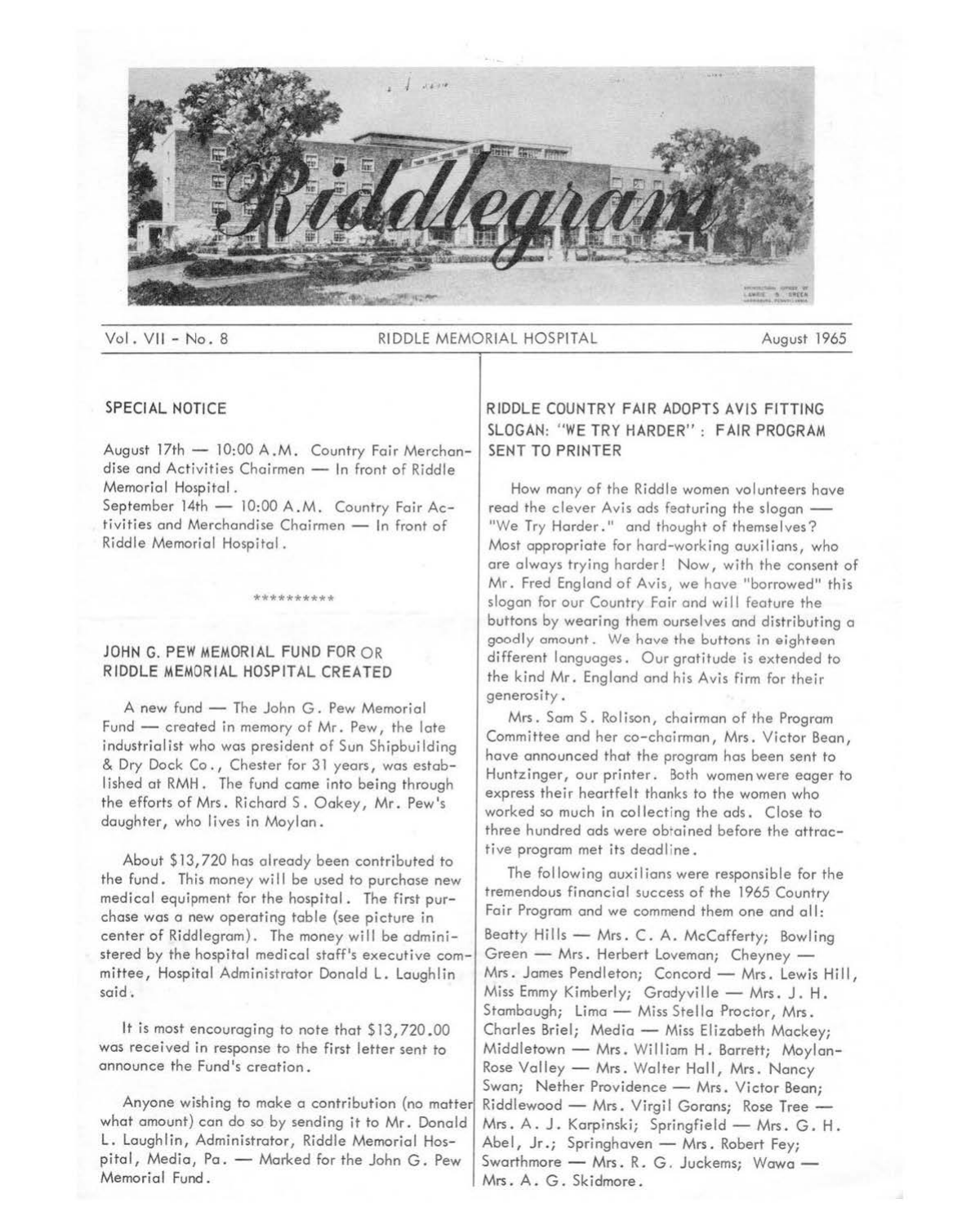# Riddlegram

Vol. VII - No. 8 — RIDDLE MEMORIAL HOSPITAL — August 1965

## SPECIAL NOTICE

August 17th — 10:00 A.M. Country Fair Merchandise and Activities Chairmen — In front of Riddle Memorial Hospital.
September 14th — 10:00 A.M. Country Fair Activities and Merchandise Chairmen — In front of Riddle Memorial Hospital.

**********

## JOHN G. PEW MEMORIAL FUND FOR OR RIDDLE MEMORIAL HOSPITAL CREATED

A new fund — The John G. Pew Memorial Fund — created in memory of Mr. Pew, the late industrialist who was president of Sun Shipbuilding & Dry Dock Co., Chester for 31 years, was established at RMH. The fund came into being through the efforts of Mrs. Richard S. Oakey, Mr. Pew's daughter, who lives in Moylan.

About $13,720 has already been contributed to the fund. This money will be used to purchase new medical equipment for the hospital. The first purchase was a new operating table (see picture in center of Riddlegram). The money will be administered by the hospital medical staff's executive committee, Hospital Administrator Donald L. Laughlin said.

It is most encouraging to note that $13,720.00 was received in response to the first letter sent to announce the Fund's creation.

Anyone wishing to make a contribution (no matter what amount) can do so by sending it to Mr. Donald L. Laughlin, Administrator, Riddle Memorial Hospital, Media, Pa. — Marked for the John G. Pew Memorial Fund.

## RIDDLE COUNTRY FAIR ADOPTS AVIS FITTING SLOGAN: "WE TRY HARDER" : FAIR PROGRAM SENT TO PRINTER

How many of the Riddle women volunteers have read the clever Avis ads featuring the slogan — "We Try Harder." and thought of themselves? Most appropriate for hard-working auxilians, who are always trying harder! Now, with the consent of Mr. Fred England of Avis, we have "borrowed" this slogan for our Country Fair and will feature the buttons by wearing them ourselves and distributing a goodly amount. We have the buttons in eighteen different languages. Our gratitude is extended to the kind Mr. England and his Avis firm for their generosity.

Mrs. Sam S. Rolison, chairman of the Program Committee and her co-chairman, Mrs. Victor Bean, have announced that the program has been sent to Huntzinger, our printer. Both women were eager to express their heartfelt thanks to the women who worked so much in collecting the ads. Close to three hundred ads were obtained before the attractive program met its deadline.

The following auxilians were responsible for the tremendous financial success of the 1965 Country Fair Program and we commend them one and all:

Beatty Hills — Mrs. C. A. McCafferty; Bowling Green — Mrs. Herbert Loveman; Cheyney — Mrs. James Pendleton; Concord — Mrs. Lewis Hill, Miss Emmy Kimberly; Gradyville — Mrs. J. H. Stambaugh; Lima — Miss Stella Proctor, Mrs. Charles Briel; Media — Miss Elizabeth Mackey; Middletown — Mrs. William H. Barrett; Moylan-Rose Valley — Mrs. Walter Hall, Mrs. Nancy Swan; Nether Providence — Mrs. Victor Bean; Riddlewood — Mrs. Virgil Gorans; Rose Tree — Mrs. A. J. Karpinski; Springfield — Mrs. G. H. Abel, Jr.; Springhaven — Mrs. Robert Fey; Swarthmore — Mrs. R. G. Juckems; Wawa — Mrs. A. G. Skidmore.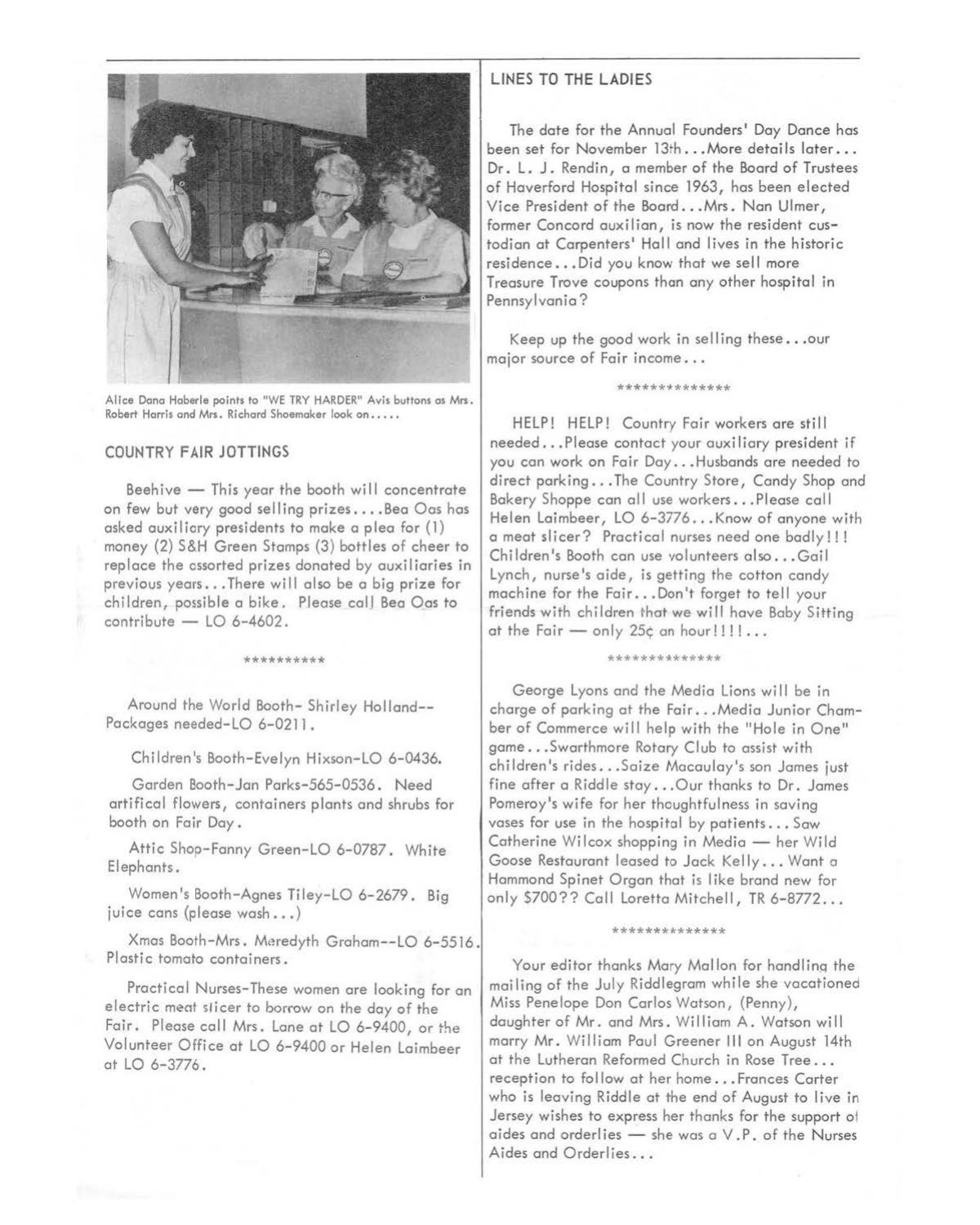Alice Dana Haberle points to "WE TRY HARDER" Avis buttons as Mrs. Robert Harris and Mrs. Richard Shoemaker look on.....

## COUNTRY FAIR JOTTINGS

Beehive — This year the booth will concentrate on few but very good selling prizes....Bea Oas has asked auxiliary presidents to make a plea for (1) money (2) S&H Green Stamps (3) bottles of cheer to replace the assorted prizes donated by auxiliaries in previous years...There will also be a big prize for children, possible a bike. Please call Bea Oas to contribute — LO 6-4602.

**********

Around the World Booth- Shirley Holland--Packages needed-LO 6-0211.

Children's Booth-Evelyn Hixson-LO 6-0436.

Garden Booth-Jan Parks-565-0536. Need artifical flowers, containers plants and shrubs for booth on Fair Day.

Attic Shop-Fanny Green-LO 6-0787. White Elephants.

Women's Booth-Agnes Tiley-LO 6-2679. Big juice cans (please wash...)

Xmas Booth-Mrs. Meredyth Graham--LO 6-5516. Plastic tomato containers.

Practical Nurses-These women are looking for an electric meat slicer to borrow on the day of the Fair. Please call Mrs. Lane at LO 6-9400, or the Volunteer Office at LO 6-9400 or Helen Laimbeer at LO 6-3776.

## LINES TO THE LADIES

The date for the Annual Founders' Day Dance has been set for November 13th...More details later... Dr. L. J. Rendin, a member of the Board of Trustees of Haverford Hospital since 1963, has been elected Vice President of the Board...Mrs. Nan Ulmer, former Concord auxilian, is now the resident custodian at Carpenters' Hall and lives in the historic residence...Did you know that we sell more Treasure Trove coupons than any other hospital in Pennsylvania?

Keep up the good work in selling these...our major source of Fair income...

**************

HELP! HELP! Country Fair workers are still needed...Please contact your auxiliary president if you can work on Fair Day...Husbands are needed to direct parking...The Country Store, Candy Shop and Bakery Shoppe can all use workers...Please call Helen Laimbeer, LO 6-3776...Know of anyone with a meat slicer? Practical nurses need one badly!!! Children's Booth can use volunteers also...Gail Lynch, nurse's aide, is getting the cotton candy machine for the Fair...Don't forget to tell your friends with children that we will have Baby Sitting at the Fair — only 25¢ an hour!!!!...

**************

George Lyons and the Media Lions will be in charge of parking at the Fair...Media Junior Chamber of Commerce will help with the "Hole in One" game...Swarthmore Rotary Club to assist with children's rides...Saize Macaulay's son James just fine after a Riddle stay...Our thanks to Dr. James Pomeroy's wife for her thoughtfulness in saving vases for use in the hospital by patients...Saw Catherine Wilcox shopping in Media — her Wild Goose Restaurant leased to Jack Kelly...Want a Hammond Spinet Organ that is like brand new for only $700?? Call Loretta Mitchell, TR 6-8772...

**************

Your editor thanks Mary Mallon for handling the mailing of the July Riddlegram while she vacationed Miss Penelope Don Carlos Watson, (Penny), daughter of Mr. and Mrs. William A. Watson will marry Mr. William Paul Greener III on August 14th at the Lutheran Reformed Church in Rose Tree... reception to follow at her home...Frances Carter who is leaving Riddle at the end of August to live in Jersey wishes to express her thanks for the support of aides and orderlies — she was a V.P. of the Nurses Aides and Orderlies...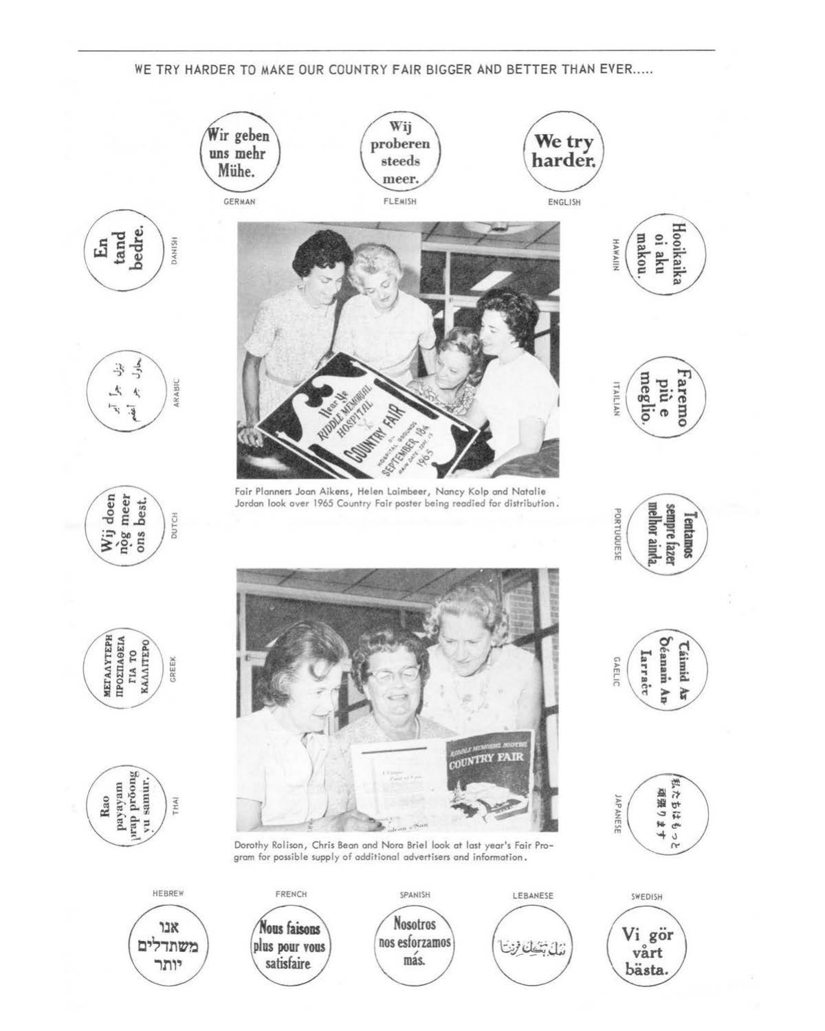WE TRY HARDER TO MAKE OUR COUNTRY FAIR BIGGER AND BETTER THAN EVER.....

Wir geben uns mehr Mühe.
GERMAN

Wij proberen steeds meer.
FLEMISH

We try harder.
ENGLISH

En tand bedre.
DANISH

Hooikaika oi aku makou.
HAWAIIN

نحاول جهدا أكبر
ARABIC

Faremo più e meglio.
ITAILIAN

Fair Planners Joan Aikens, Helen Laimbeer, Nancy Kolp and Natalie Jordan look over 1965 Country Fair poster being readied for distribution.

Wij doen nog meer ons best.
DUTCH

Tentamos sempre fazer melhor ainda.
PORTUGUESE

ΜΕΓΑΛΥΤΕΡΗ ΠΡΟΣΠΑΘΕΙΑ ΓΙΑ ΤΟ ΚΑΛΛΙΤΕΡΟ
GREEK

Táimid Ag Déanamh An Iarracht
GAELIC

Rao payayam prap proong vu samur.
THAI

私たちはもっと頑張ります
JAPANESE

Dorothy Rolison, Chris Bean and Nora Briel look at last year's Fair Program for possible supply of additional advertisers and information.

HEBREW
אנו משתדלים יותר

FRENCH
Nous faisons plus pour vous satisfaire

SPANISH
Nosotros nos esforzamos más.

LEBANESE
نبذل جهدا أكبر

SWEDISH
Vi gör vårt bästa.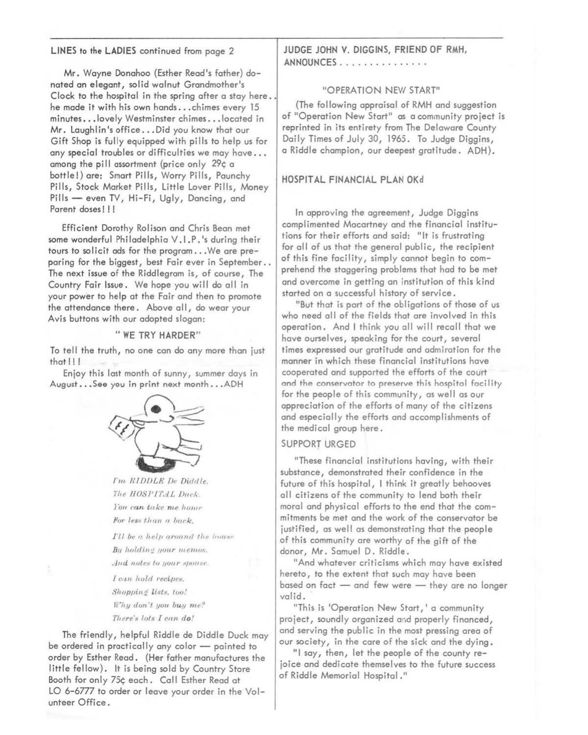**LINES to the LADIES** continued from page 2

Mr. Wayne Donahoo (Esther Read's father) donated an elegant, solid walnut Grandmother's Clock to the hospital in the spring after a stay here.. he made it with his own hands...chimes every 15 minutes...lovely Westminster chimes...located in Mr. Laughlin's office...Did you know that our Gift Shop is fully equipped with pills to help us for any special troubles or difficulties we may have... among the pill assortment (price only 29¢ a bottle!) are: Smart Pills, Worry Pills, Paunchy Pills, Stock Market Pills, Little Lover Pills, Money Pills — even TV, Hi-Fi, Ugly, Dancing, and Parent doses!!!

Efficient Dorothy Rolison and Chris Bean met some wonderful Philadelphia V.I.P.'s during their tours to solicit ads for the program...We are preparing for the biggest, best Fair ever in September.. The next issue of the Riddlegram is, of course, The Country Fair Issue. We hope you will do all in your power to help at the Fair and then to promote the attendance there. Above all, do wear your Avis buttons with our adopted slogan:

**" WE TRY HARDER"**

To tell the truth, no one can do any more than just that!!!

Enjoy this last month of sunny, summer days in August...See you in print next month...ADH

*I'm RIDDLE De Diddle,*
*The HOSPITAL Duck.*
*You can take me home*
*For less than a buck.*

*I'll be a help around the house*
*By holding your memos,*
*And notes to your spouse.*

*I can hold recipes,*
*Shopping lists, too!*
*Why don't you buy me?*
*There's lots I can do!*

The friendly, helpful Riddle de Diddle Duck may be ordered in practically any color — painted to order by Esther Read. (Her father manufactures the little fellow). It is being sold by Country Store Booth for only 75¢ each. Call Esther Read at LO 6-6777 to order or leave your order in the Volunteer Office.

## JUDGE JOHN V. DIGGINS, FRIEND OF RMH, ANNOUNCES . . . . . . . . . . . . . . .

### "OPERATION NEW START"

(The following appraisal of RMH and suggestion of "Operation New Start" as a community project is reprinted in its entirety from The Delaware County Daily Times of July 30, 1965. To Judge Diggins, a Riddle champion, our deepest gratitude. ADH).

### HOSPITAL FINANCIAL PLAN OKd

In approving the agreement, Judge Diggins complimented Macartney and the financial institutions for their efforts and said: "It is frustrating for all of us that the general public, the recipient of this fine facility, simply cannot begin to comprehend the staggering problems that had to be met and overcome in getting an institution of this kind started on a successful history of service.

"But that is part of the obligations of those of us who need all of the fields that are involved in this operation. And I think you all will recall that we have ourselves, speaking for the court, several times expressed our gratitude and admiration for the manner in which these financial institutions have cooperated and supported the efforts of the court and the conservator to preserve this hospital facility for the people of this community, as well as our appreciation of the efforts of many of the citizens and especially the efforts and accomplishments of the medical group here.

### SUPPORT URGED

"These financial institutions having, with their substance, demonstrated their confidence in the future of this hospital, I think it greatly behooves all citizens of the community to lend both their moral and physical efforts to the end that the commitments be met and the work of the conservator be justified, as well as demonstrating that the people of this community are worthy of the gift of the donor, Mr. Samuel D. Riddle.

"And whatever criticisms which may have existed hereto, to the extent that such may have been based on fact — and few were — they are no longer valid.

"This is 'Operation New Start,' a community project, soundly organized and properly financed, and serving the public in the most pressing area of our society, in the care of the sick and the dying.

"I say, then, let the people of the county rejoice and dedicate themselves to the future success of Riddle Memorial Hospital."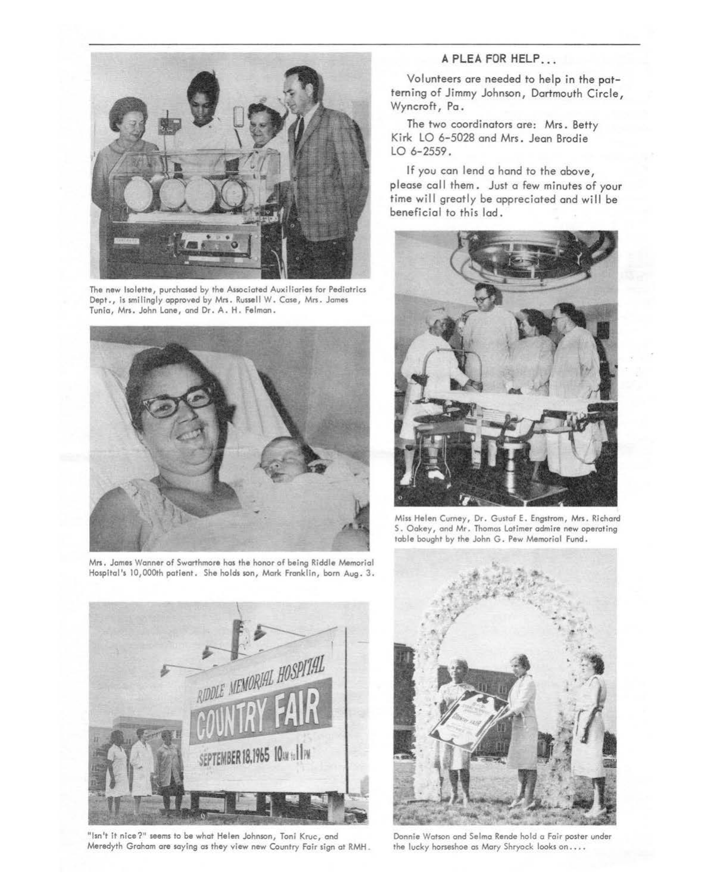The new Isolette, purchased by the Associated Auxiliaries for Pediatrics Dept., is smilingly approved by Mrs. Russell W. Case, Mrs. James Tunia, Mrs. John Lane, and Dr. A. H. Felman.

Mrs. James Wanner of Swarthmore has the honor of being Riddle Memorial Hospital's 10,000th patient. She holds son, Mark Franklin, born Aug. 3.

"Isn't it nice?" seems to be what Helen Johnson, Toni Kruc, and Meredyth Graham are saying as they view new Country Fair sign at RMH.

## A PLEA FOR HELP...

Volunteers are needed to help in the patterning of Jimmy Johnson, Dartmouth Circle, Wyncroft, Pa.

The two coordinators are: Mrs. Betty Kirk LO 6-5028 and Mrs. Jean Brodie LO 6-2559.

If you can lend a hand to the above, please call them. Just a few minutes of your time will greatly be appreciated and will be beneficial to this lad.

Miss Helen Curney, Dr. Gustaf E. Engstrom, Mrs. Richard S. Oakey, and Mr. Thomas Latimer admire new operating table bought by the John G. Pew Memorial Fund.

Donnie Watson and Selma Rende hold a Fair poster under the lucky horseshoe as Mary Shryock looks on....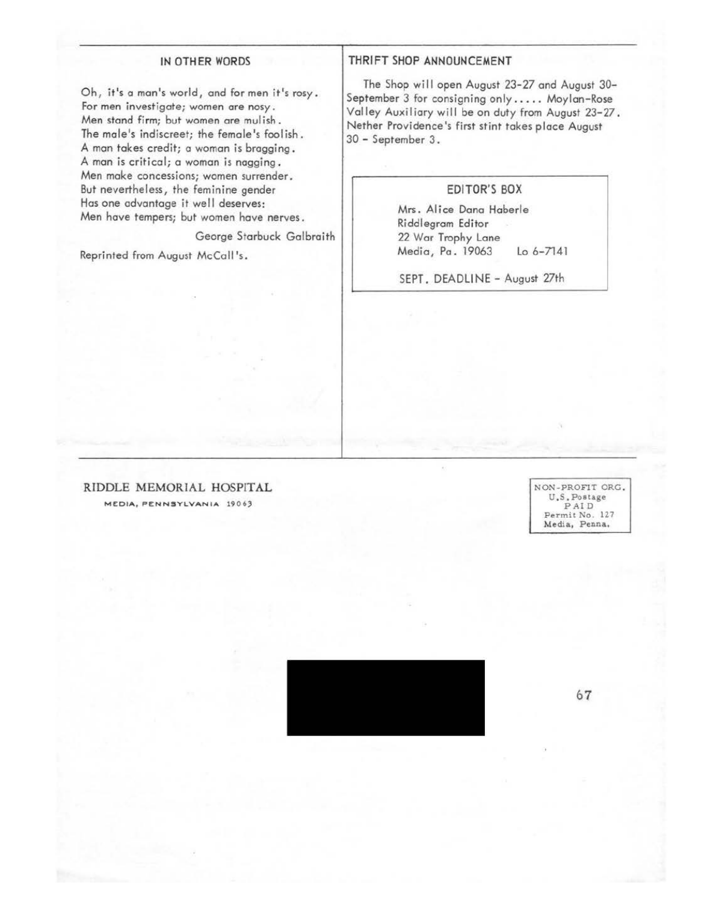## IN OTHER WORDS

Oh, it's a man's world, and for men it's rosy.
For men investigate; women are nosy.
Men stand firm; but women are mulish.
The male's indiscreet; the female's foolish.
A man takes credit; a woman is bragging.
A man is critical; a woman is nagging.
Men make concessions; women surrender.
But nevertheless, the feminine gender
Has one advantage it well deserves:
Men have tempers; but women have nerves.

George Starbuck Galbraith

Reprinted from August McCall's.

## THRIFT SHOP ANNOUNCEMENT

The Shop will open August 23-27 and August 30-September 3 for consigning only..... Moylan-Rose Valley Auxiliary will be on duty from August 23-27. Nether Providence's first stint takes place August 30 - September 3.

### EDITOR'S BOX

Mrs. Alice Dana Haberle
Riddlegram Editor
22 War Trophy Lane
Media, Pa. 19063    Lo 6-7141

SEPT. DEADLINE - August 27th

RIDDLE MEMORIAL HOSPITAL
MEDIA, PENNSYLVANIA 19063

NON-PROFIT ORG.
U.S. Postage
PAID
Permit No. 127
Media, Penna.